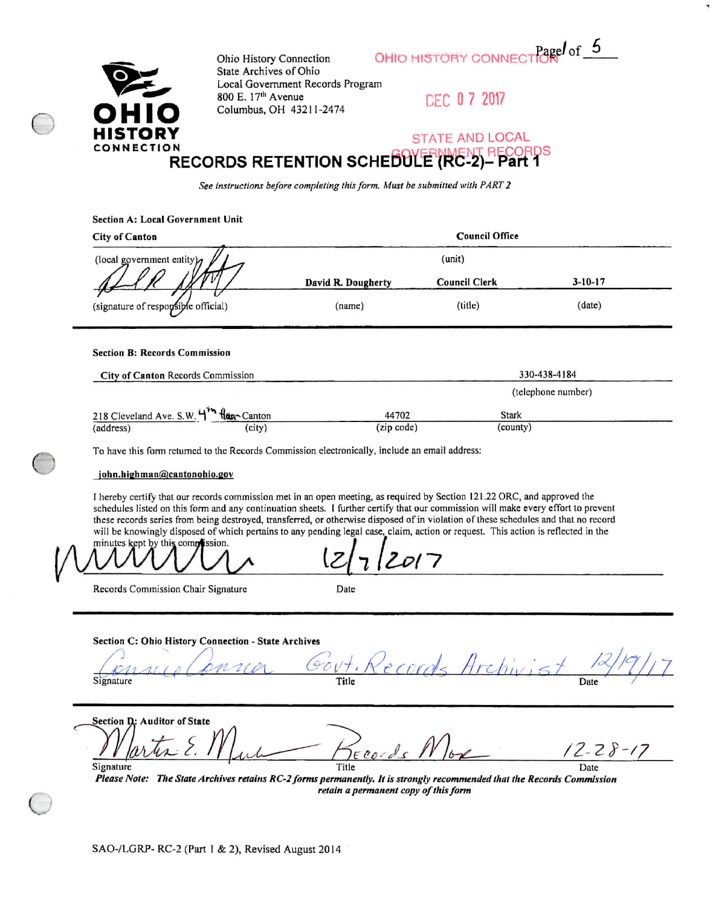Ohio History Connection
State Archives of Ohio
Local Government Records Program
800 E. 17th Avenue
Columbus, OH 43211-2474

OHIO HISTORY CONNECTION
DEC 07 2017
STATE AND LOCAL GOVERNMENT RECORDS

# RECORDS RETENTION SCHEDULE (RC-2)– Part 1

*See instructions before completing this form. Must be submitted with PART 2*

**Section A: Local Government Unit**

| City of Canton | | Council Office | |
|---|---|---|---|
| (local government entity) | | (unit) | |
| *[signature]* | David R. Dougherty | Council Clerk | 3-10-17 |
| (signature of responsible official) | (name) | (title) | (date) |

**Section B: Records Commission**

| City of Canton Records Commission | | | 330-438-4184 |
|---|---|---|---|
| | | | (telephone number) |
| 218 Cleveland Ave. S.W. 4th floor | Canton | 44702 | Stark |
| (address) | (city) | (zip code) | (county) |

To have this form returned to the Records Commission electronically, include an email address:

john.highman@cantonohio.gov

I hereby certify that our records commission met in an open meeting, as required by Section 121.22 ORC, and approved the schedules listed on this form and any continuation sheets. I further certify that our commission will make every effort to prevent these records series from being destroyed, transferred, or otherwise disposed of in violation of these schedules and that no record will be knowingly disposed of which pertains to any pending legal case, claim, action or request. This action is reflected in the minutes kept by this commission.

| *[signature]* | 12/7/2017 |
|---|---|
| Records Commission Chair Signature | Date |

**Section C: Ohio History Connection - State Archives**

| Connie Conner | Govt. Records Archivist | 12/19/17 |
|---|---|---|
| Signature | Title | Date |

**Section D: Auditor of State**

| Martin E. Muir | Records Mgr | 12-28-17 |
|---|---|---|
| Signature | Title | Date |

***Please Note:** The State Archives retains RC-2 forms permanently. It is strongly recommended that the Records Commission retain a permanent copy of this form*

SAO-/LGRP- RC-2 (Part 1 & 2), Revised August 2014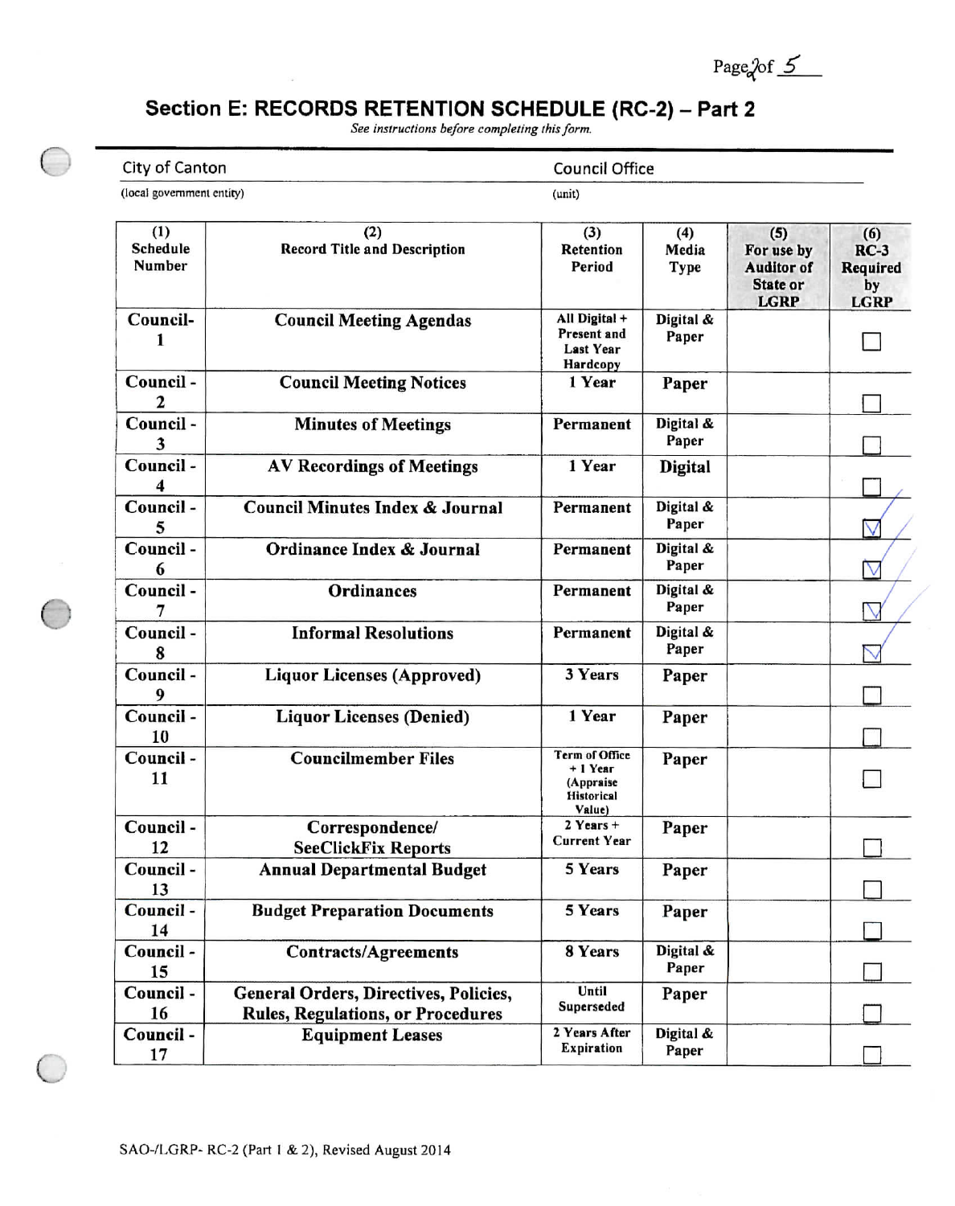## Section E: RECORDS RETENTION SCHEDULE (RC-2) – Part 2

*See instructions before completing this form.*

City of Canton — (local government entity)

Council Office — (unit)

| (1) Schedule Number | (2) Record Title and Description | (3) Retention Period | (4) Media Type | (5) For use by Auditor of State or LGRP | (6) RC-3 Required by LGRP |
|---|---|---|---|---|---|
| Council-1 | Council Meeting Agendas | All Digital + Present and Last Year Hardcopy | Digital & Paper | | ☐ |
| Council - 2 | Council Meeting Notices | 1 Year | Paper | | ☐ |
| Council - 3 | Minutes of Meetings | Permanent | Digital & Paper | | ☐ |
| Council - 4 | AV Recordings of Meetings | 1 Year | Digital | | ☐ |
| Council - 5 | Council Minutes Index & Journal | Permanent | Digital & Paper | | ☑ |
| Council - 6 | Ordinance Index & Journal | Permanent | Digital & Paper | | ☑ |
| Council - 7 | Ordinances | Permanent | Digital & Paper | | ☑ |
| Council - 8 | Informal Resolutions | Permanent | Digital & Paper | | ☑ |
| Council - 9 | Liquor Licenses (Approved) | 3 Years | Paper | | ☐ |
| Council - 10 | Liquor Licenses (Denied) | 1 Year | Paper | | ☐ |
| Council - 11 | Councilmember Files | Term of Office + 1 Year (Appraise Historical Value) | Paper | | ☐ |
| Council - 12 | Correspondence/ SeeClickFix Reports | 2 Years + Current Year | Paper | | ☐ |
| Council - 13 | Annual Departmental Budget | 5 Years | Paper | | ☐ |
| Council - 14 | Budget Preparation Documents | 5 Years | Paper | | ☐ |
| Council - 15 | Contracts/Agreements | 8 Years | Digital & Paper | | ☐ |
| Council - 16 | General Orders, Directives, Policies, Rules, Regulations, or Procedures | Until Superseded | Paper | | ☐ |
| Council - 17 | Equipment Leases | 2 Years After Expiration | Digital & Paper | | ☐ |

SAO-/LGRP- RC-2 (Part 1 & 2), Revised August 2014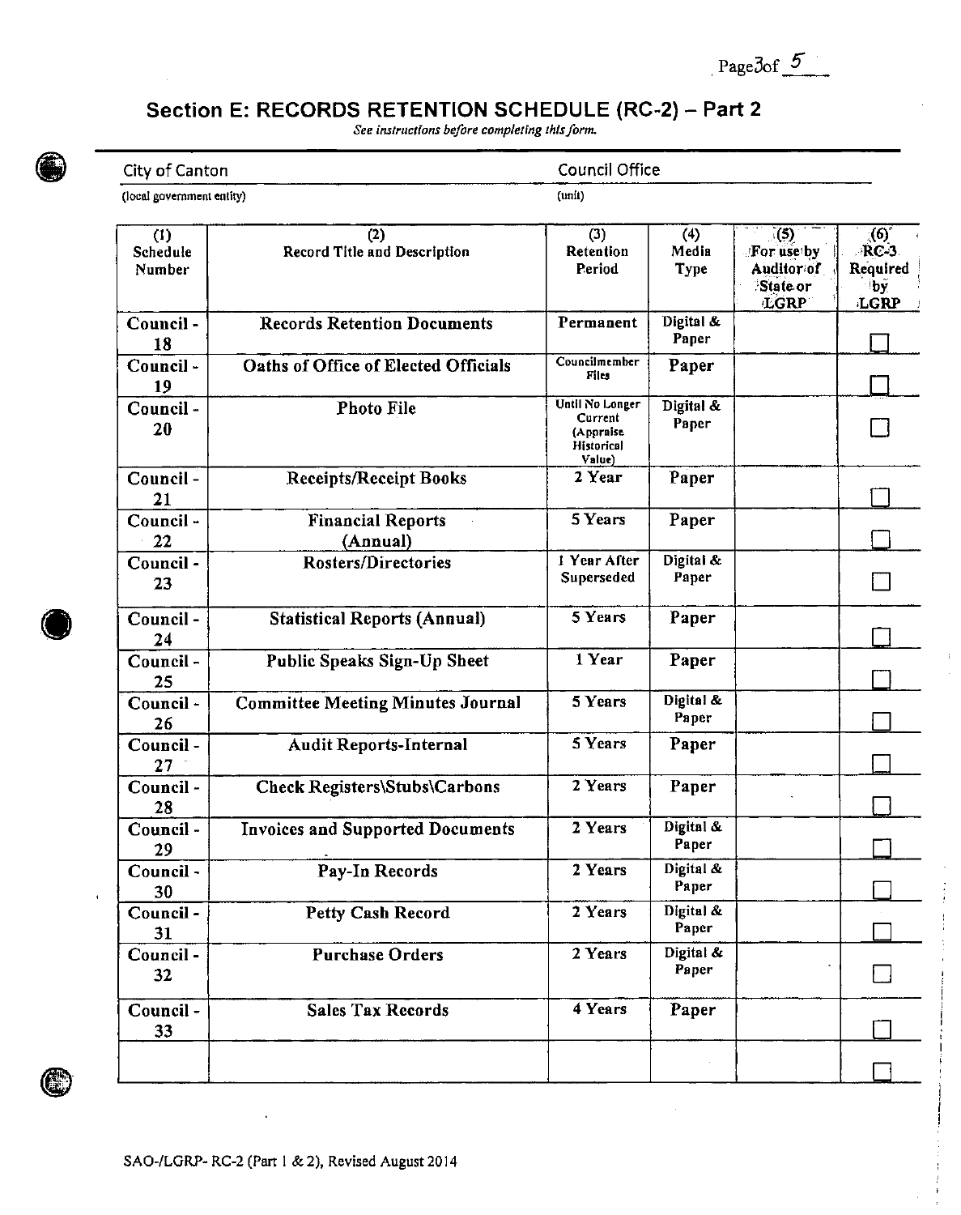## Section E: RECORDS RETENTION SCHEDULE (RC-2) – Part 2

*See instructions before completing this form.*

City of Canton (local government entity) — Council Office (unit)

| (1) Schedule Number | (2) Record Title and Description | (3) Retention Period | (4) Media Type | (5) For use by Auditor of State or LGRP | (6) RC-3 Required by LGRP |
|---|---|---|---|---|---|
| Council - 18 | Records Retention Documents | Permanent | Digital & Paper | | ☐ |
| Council - 19 | Oaths of Office of Elected Officials | Councilmember Files | Paper | | ☐ |
| Council - 20 | Photo File | Until No Longer Current (Appraise Historical Value) | Digital & Paper | | ☐ |
| Council - 21 | Receipts/Receipt Books | 2 Year | Paper | | ☐ |
| Council - 22 | Financial Reports (Annual) | 5 Years | Paper | | ☐ |
| Council - 23 | Rosters/Directories | 1 Year After Superseded | Digital & Paper | | ☐ |
| Council - 24 | Statistical Reports (Annual) | 5 Years | Paper | | ☐ |
| Council - 25 | Public Speaks Sign-Up Sheet | 1 Year | Paper | | ☐ |
| Council - 26 | Committee Meeting Minutes Journal | 5 Years | Digital & Paper | | ☐ |
| Council - 27 | Audit Reports-Internal | 5 Years | Paper | | ☐ |
| Council - 28 | Check Registers\Stubs\Carbons | 2 Years | Paper | | ☐ |
| Council - 29 | Invoices and Supported Documents | 2 Years | Digital & Paper | | ☐ |
| Council - 30 | Pay-In Records | 2 Years | Digital & Paper | | ☐ |
| Council - 31 | Petty Cash Record | 2 Years | Digital & Paper | | ☐ |
| Council - 32 | Purchase Orders | 2 Years | Digital & Paper | | ☐ |
| Council - 33 | Sales Tax Records | 4 Years | Paper | | ☐ |
| | | | | | ☐ |

SAO-/LGRP- RC-2 (Part 1 & 2), Revised August 2014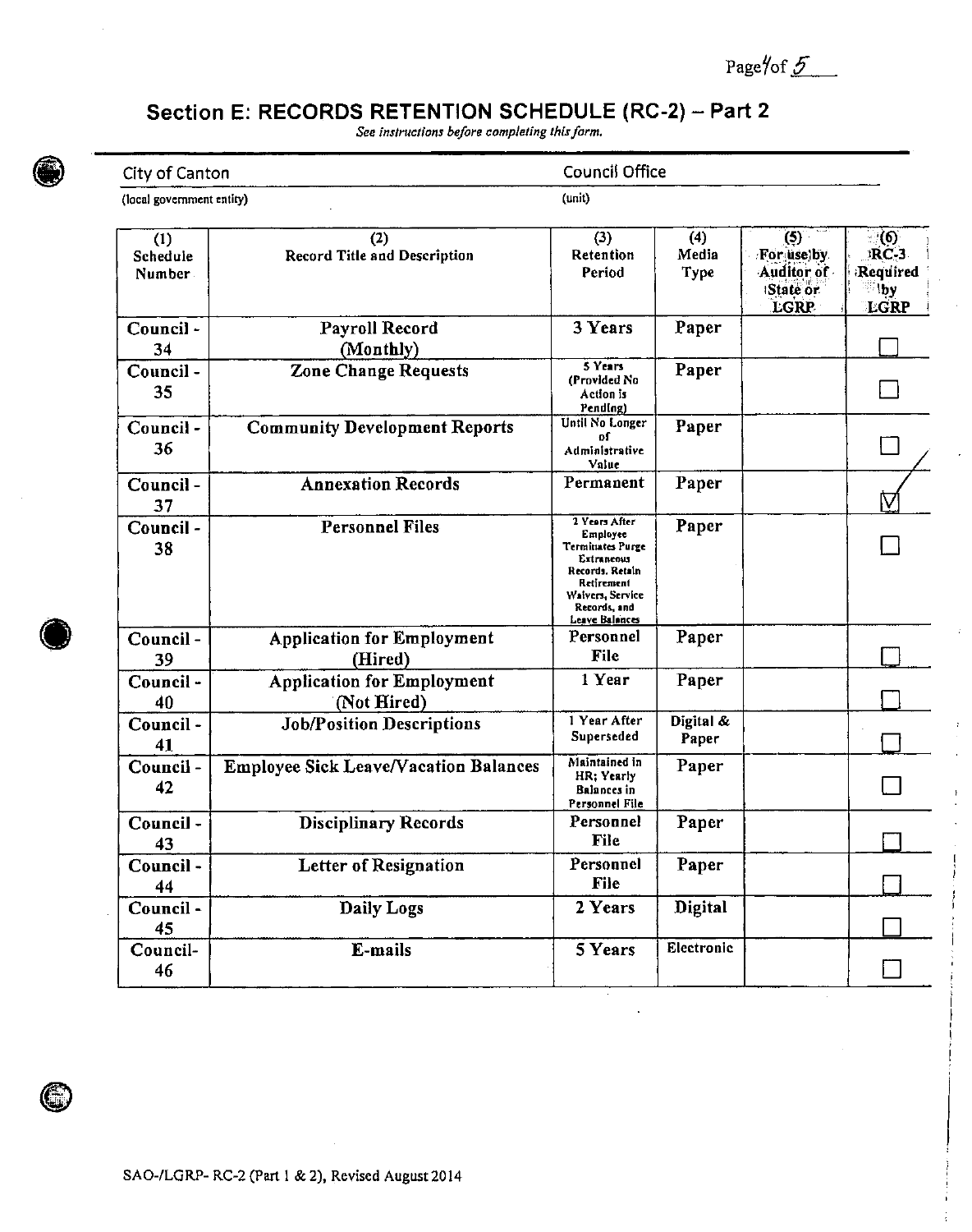## Section E: RECORDS RETENTION SCHEDULE (RC-2) – Part 2

*See instructions before completing this form.*

City of Canton (local government entity)

Council Office (unit)

| (1) Schedule Number | (2) Record Title and Description | (3) Retention Period | (4) Media Type | (5) For use by Auditor of State or LGRP | (6) RC-3 Required by LGRP |
|---|---|---|---|---|---|
| Council - 34 | Payroll Record (Monthly) | 3 Years | Paper | | ☐ |
| Council - 35 | Zone Change Requests | 5 Years (Provided No Action is Pending) | Paper | | ☐ |
| Council - 36 | Community Development Reports | Until No Longer of Administrative Value | Paper | | ☐ |
| Council - 37 | Annexation Records | Permanent | Paper | | ☑ |
| Council - 38 | Personnel Files | 2 Years After Employee Terminates Purge Extraneous Records. Retain Retirement Waivers, Service Records, and Leave Balances | Paper | | ☐ |
| Council - 39 | Application for Employment (Hired) | Personnel File | Paper | | ☐ |
| Council - 40 | Application for Employment (Not Hired) | 1 Year | Paper | | ☐ |
| Council - 41 | Job/Position Descriptions | 1 Year After Superseded | Digital & Paper | | ☐ |
| Council - 42 | Employee Sick Leave/Vacation Balances | Maintained in HR; Yearly Balances in Personnel File | Paper | | ☐ |
| Council - 43 | Disciplinary Records | Personnel File | Paper | | ☐ |
| Council - 44 | Letter of Resignation | Personnel File | Paper | | ☐ |
| Council - 45 | Daily Logs | 2 Years | Digital | | ☐ |
| Council- 46 | E-mails | 5 Years | Electronic | | ☐ |

SAO-/LGRP- RC-2 (Part 1 & 2), Revised August 2014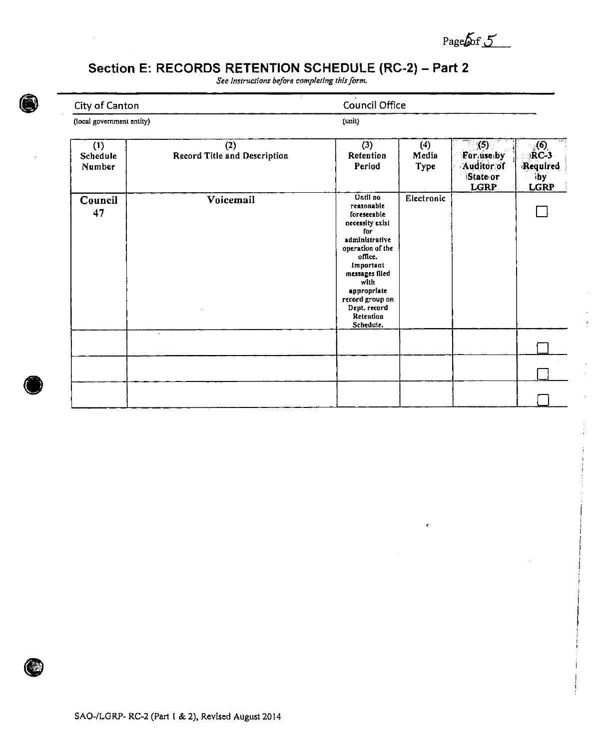## Section E: RECORDS RETENTION SCHEDULE (RC-2) – Part 2

*See instructions before completing this form.*

City of Canton
(local government entity)

Council Office
(unit)

| (1) Schedule Number | (2) Record Title and Description | (3) Retention Period | (4) Media Type | (5) For use by Auditor of State or LGRP | (6) RC-3 Required by LGRP |
|---|---|---|---|---|---|
| Council 47 | Voicemail | Until no reasonable foreseeable necessity exist for administrative operation of the office. Important messages filed with appropriate record group on Dept. record Retention Schedule. | Electronic | | ☐ |
| | | | | | ☐ |
| | | | | | ☐ |
| | | | | | ☐ |

SAO-/LGRP- RC-2 (Part 1 & 2), Revised August 2014